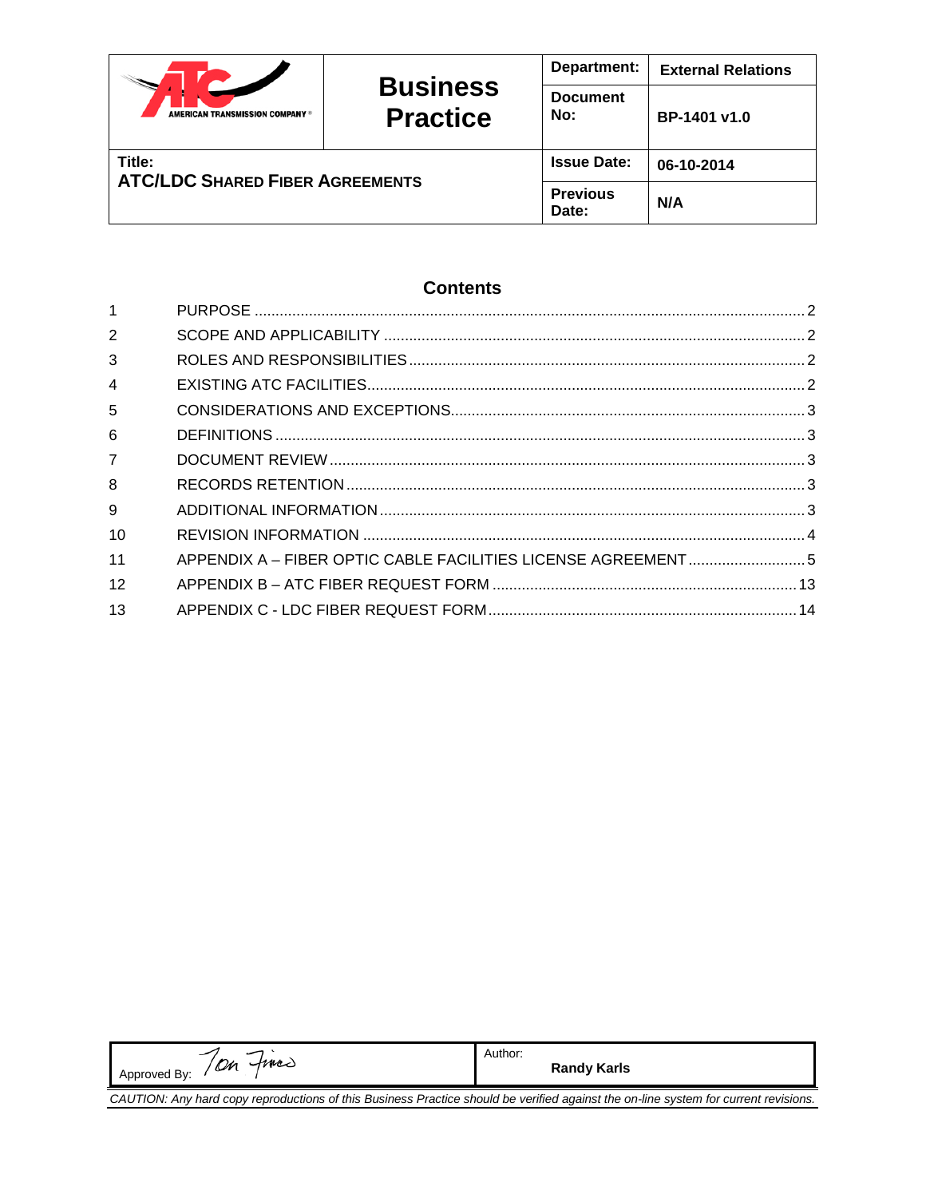| AMERICAN TRANSMISSION COMPANY | **Business Practice** | **Department:** | **External Relations** |
|---|---|---|---|
| | | **Document No:** | **BP-1401 v1.0** |
| **Title:** **ATC/LDC SHARED FIBER AGREEMENTS** | | **Issue Date:** | **06-10-2014** |
| | | **Previous Date:** | **N/A** |

## Contents

| | | |
|---|---|---|
| 1 | PURPOSE | 2 |
| 2 | SCOPE AND APPLICABILITY | 2 |
| 3 | ROLES AND RESPONSIBILITIES | 2 |
| 4 | EXISTING ATC FACILITIES | 2 |
| 5 | CONSIDERATIONS AND EXCEPTIONS | 3 |
| 6 | DEFINITIONS | 3 |
| 7 | DOCUMENT REVIEW | 3 |
| 8 | RECORDS RETENTION | 3 |
| 9 | ADDITIONAL INFORMATION | 3 |
| 10 | REVISION INFORMATION | 4 |
| 11 | APPENDIX A – FIBER OPTIC CABLE FACILITIES LICENSE AGREEMENT | 5 |
| 12 | APPENDIX B – ATC FIBER REQUEST FORM | 13 |
| 13 | APPENDIX C - LDC FIBER REQUEST FORM | 14 |

| Approved By: Tom Finco | Author: **Randy Karls** |
|---|---|

*CAUTION: Any hard copy reproductions of this Business Practice should be verified against the on-line system for current revisions.*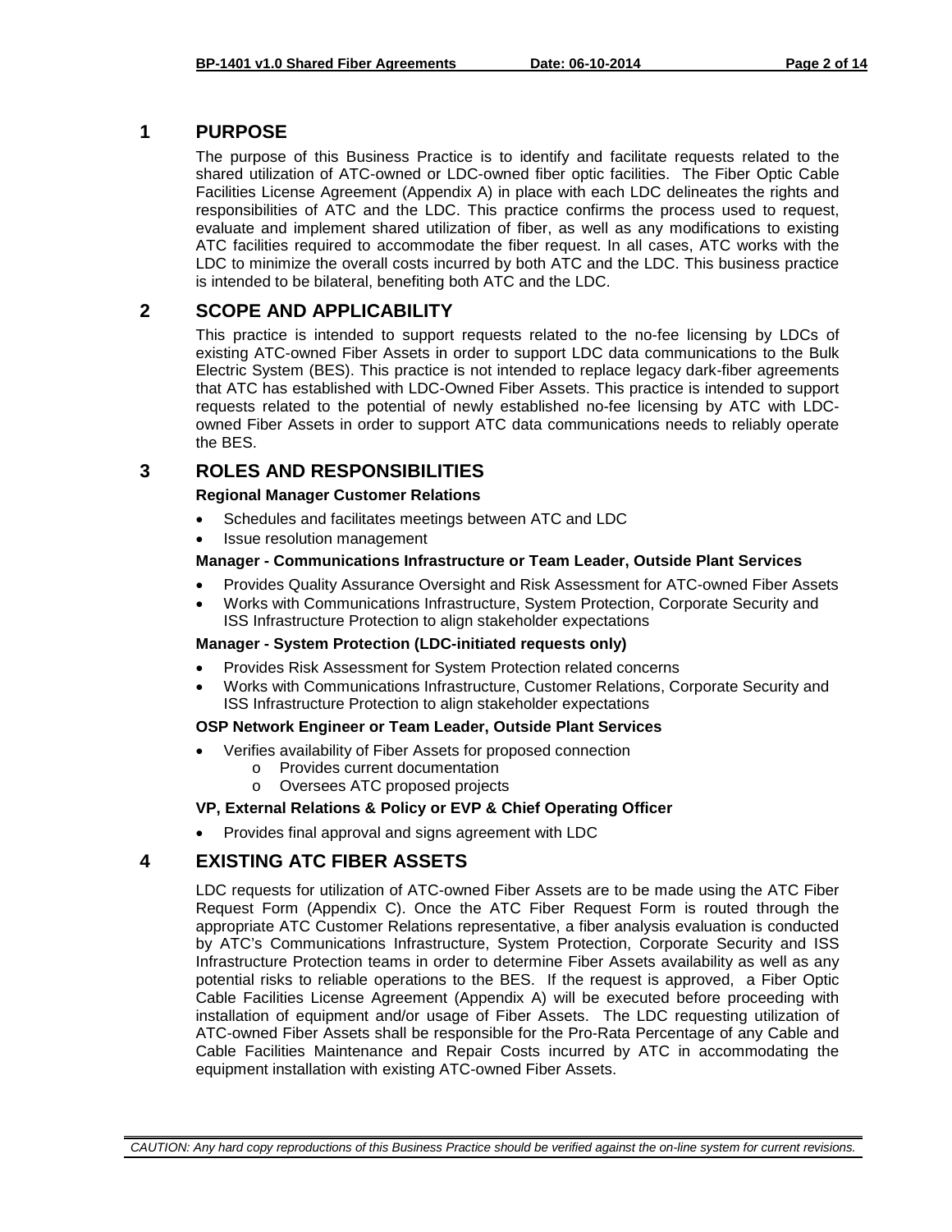# 1 PURPOSE

The purpose of this Business Practice is to identify and facilitate requests related to the shared utilization of ATC-owned or LDC-owned fiber optic facilities. The Fiber Optic Cable Facilities License Agreement (Appendix A) in place with each LDC delineates the rights and responsibilities of ATC and the LDC. This practice confirms the process used to request, evaluate and implement shared utilization of fiber, as well as any modifications to existing ATC facilities required to accommodate the fiber request. In all cases, ATC works with the LDC to minimize the overall costs incurred by both ATC and the LDC. This business practice is intended to be bilateral, benefiting both ATC and the LDC.

# 2 SCOPE AND APPLICABILITY

This practice is intended to support requests related to the no-fee licensing by LDCs of existing ATC-owned Fiber Assets in order to support LDC data communications to the Bulk Electric System (BES). This practice is not intended to replace legacy dark-fiber agreements that ATC has established with LDC-Owned Fiber Assets. This practice is intended to support requests related to the potential of newly established no-fee licensing by ATC with LDC-owned Fiber Assets in order to support ATC data communications needs to reliably operate the BES.

# 3 ROLES AND RESPONSIBILITIES

**Regional Manager Customer Relations**

- Schedules and facilitates meetings between ATC and LDC
- Issue resolution management

**Manager - Communications Infrastructure or Team Leader, Outside Plant Services**

- Provides Quality Assurance Oversight and Risk Assessment for ATC-owned Fiber Assets
- Works with Communications Infrastructure, System Protection, Corporate Security and ISS Infrastructure Protection to align stakeholder expectations

**Manager - System Protection (LDC-initiated requests only)**

- Provides Risk Assessment for System Protection related concerns
- Works with Communications Infrastructure, Customer Relations, Corporate Security and ISS Infrastructure Protection to align stakeholder expectations

**OSP Network Engineer or Team Leader, Outside Plant Services**

- Verifies availability of Fiber Assets for proposed connection
  - Provides current documentation
  - Oversees ATC proposed projects

**VP, External Relations & Policy or EVP & Chief Operating Officer**

- Provides final approval and signs agreement with LDC

# 4 EXISTING ATC FIBER ASSETS

LDC requests for utilization of ATC-owned Fiber Assets are to be made using the ATC Fiber Request Form (Appendix C). Once the ATC Fiber Request Form is routed through the appropriate ATC Customer Relations representative, a fiber analysis evaluation is conducted by ATC's Communications Infrastructure, System Protection, Corporate Security and ISS Infrastructure Protection teams in order to determine Fiber Assets availability as well as any potential risks to reliable operations to the BES. If the request is approved, a Fiber Optic Cable Facilities License Agreement (Appendix A) will be executed before proceeding with installation of equipment and/or usage of Fiber Assets. The LDC requesting utilization of ATC-owned Fiber Assets shall be responsible for the Pro-Rata Percentage of any Cable and Cable Facilities Maintenance and Repair Costs incurred by ATC in accommodating the equipment installation with existing ATC-owned Fiber Assets.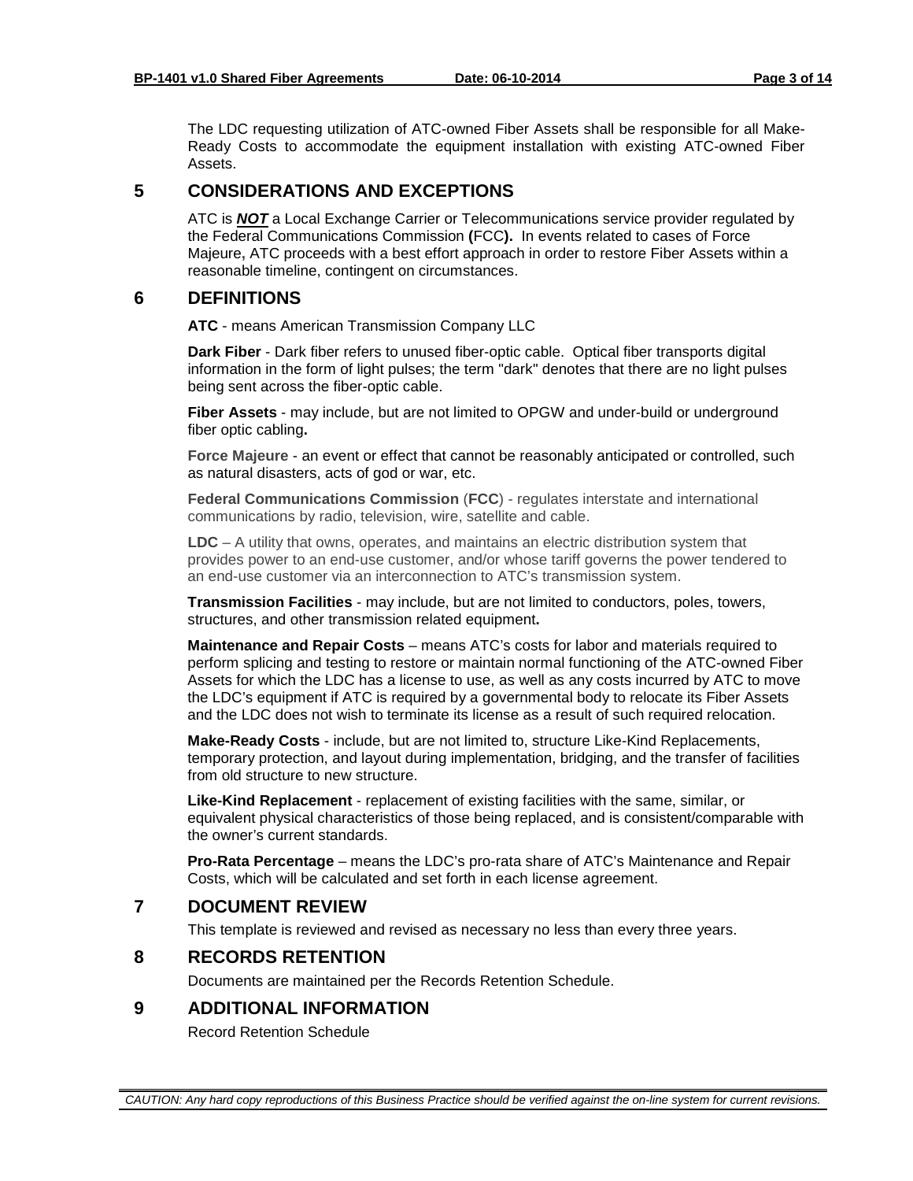The LDC requesting utilization of ATC-owned Fiber Assets shall be responsible for all Make-Ready Costs to accommodate the equipment installation with existing ATC-owned Fiber Assets.

## 5 CONSIDERATIONS AND EXCEPTIONS

ATC is ***NOT*** a Local Exchange Carrier or Telecommunications service provider regulated by the Federal Communications Commission **(**FCC**).** In events related to cases of Force Majeure**,** ATC proceeds with a best effort approach in order to restore Fiber Assets within a reasonable timeline, contingent on circumstances.

## 6 DEFINITIONS

**ATC** - means American Transmission Company LLC

**Dark Fiber** - Dark fiber refers to unused fiber-optic cable. Optical fiber transports digital information in the form of light pulses; the term "dark" denotes that there are no light pulses being sent across the fiber-optic cable.

**Fiber Assets** - may include, but are not limited to OPGW and under-build or underground fiber optic cabling**.**

**Force Majeure** - an event or effect that cannot be reasonably anticipated or controlled, such as natural disasters, acts of god or war, etc.

**Federal Communications Commission** (**FCC**) - regulates interstate and international communications by radio, television, wire, satellite and cable.

**LDC** – A utility that owns, operates, and maintains an electric distribution system that provides power to an end-use customer, and/or whose tariff governs the power tendered to an end-use customer via an interconnection to ATC's transmission system.

**Transmission Facilities** - may include, but are not limited to conductors, poles, towers, structures, and other transmission related equipment**.**

**Maintenance and Repair Costs** – means ATC's costs for labor and materials required to perform splicing and testing to restore or maintain normal functioning of the ATC-owned Fiber Assets for which the LDC has a license to use, as well as any costs incurred by ATC to move the LDC's equipment if ATC is required by a governmental body to relocate its Fiber Assets and the LDC does not wish to terminate its license as a result of such required relocation.

**Make-Ready Costs** - include, but are not limited to, structure Like-Kind Replacements, temporary protection, and layout during implementation, bridging, and the transfer of facilities from old structure to new structure.

**Like-Kind Replacement** - replacement of existing facilities with the same, similar, or equivalent physical characteristics of those being replaced, and is consistent/comparable with the owner's current standards.

**Pro-Rata Percentage** – means the LDC's pro-rata share of ATC's Maintenance and Repair Costs, which will be calculated and set forth in each license agreement.

## 7 DOCUMENT REVIEW

This template is reviewed and revised as necessary no less than every three years.

## 8 RECORDS RETENTION

Documents are maintained per the Records Retention Schedule.

## 9 ADDITIONAL INFORMATION

Record Retention Schedule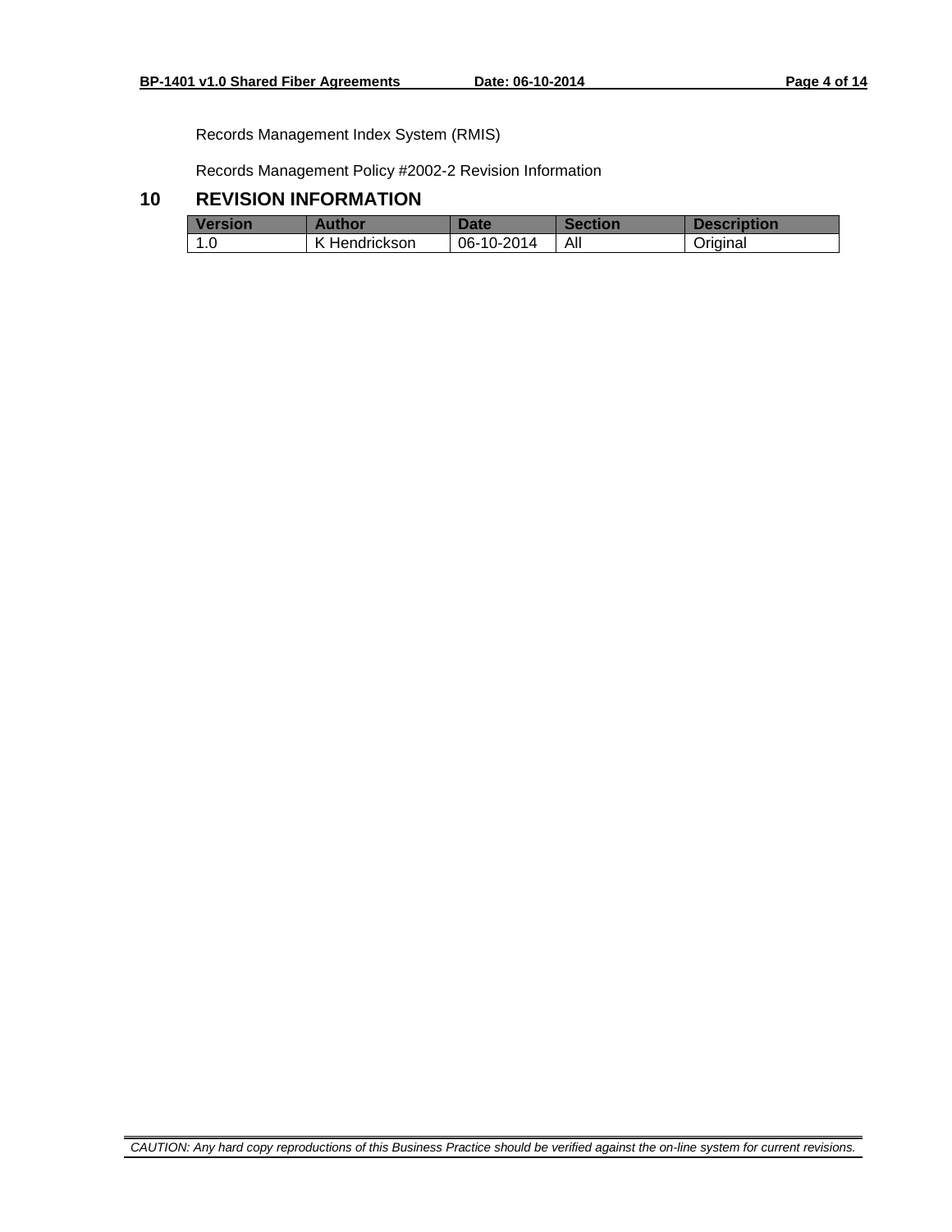Records Management Index System (RMIS)

Records Management Policy #2002-2 Revision Information

## 10 REVISION INFORMATION

| Version | Author | Date | Section | Description |
|---|---|---|---|---|
| 1.0 | K Hendrickson | 06-10-2014 | All | Original |

*CAUTION: Any hard copy reproductions of this Business Practice should be verified against the on-line system for current revisions.*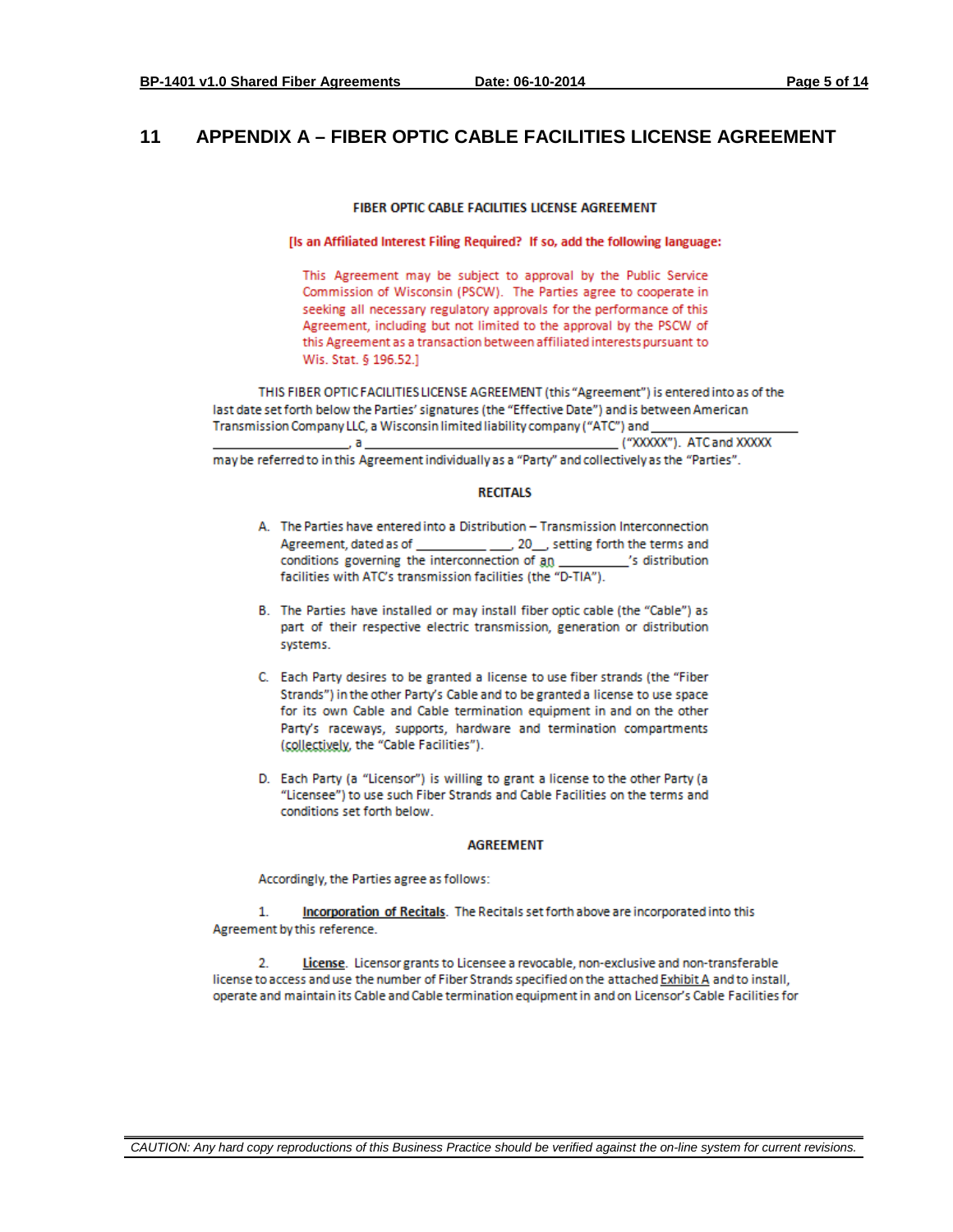# 11 APPENDIX A – FIBER OPTIC CABLE FACILITIES LICENSE AGREEMENT

**FIBER OPTIC CABLE FACILITIES LICENSE AGREEMENT**

**[Is an Affiliated Interest Filing Required? If so, add the following language:**

This Agreement may be subject to approval by the Public Service Commission of Wisconsin (PSCW). The Parties agree to cooperate in seeking all necessary regulatory approvals for the performance of this Agreement, including but not limited to the approval by the PSCW of this Agreement as a transaction between affiliated interests pursuant to Wis. Stat. § 196.52.]

THIS FIBER OPTIC FACILITIES LICENSE AGREEMENT (this "Agreement") is entered into as of the last date set forth below the Parties' signatures (the "Effective Date") and is between American Transmission Company LLC, a Wisconsin limited liability company ("ATC") and ____________________ ____________________, a ______________________________ ("XXXXX"). ATC and XXXXX may be referred to in this Agreement individually as a "Party" and collectively as the "Parties".

**RECITALS**

A. The Parties have entered into a Distribution – Transmission Interconnection Agreement, dated as of __________ ___, 20__, setting forth the terms and conditions governing the interconnection of an __________'s distribution facilities with ATC's transmission facilities (the "D-TIA").

B. The Parties have installed or may install fiber optic cable (the "Cable") as part of their respective electric transmission, generation or distribution systems.

C. Each Party desires to be granted a license to use fiber strands (the "Fiber Strands") in the other Party's Cable and to be granted a license to use space for its own Cable and Cable termination equipment in and on the other Party's raceways, supports, hardware and termination compartments (collectively, the "Cable Facilities").

D. Each Party (a "Licensor") is willing to grant a license to the other Party (a "Licensee") to use such Fiber Strands and Cable Facilities on the terms and conditions set forth below.

**AGREEMENT**

Accordingly, the Parties agree as follows:

1. **Incorporation of Recitals**. The Recitals set forth above are incorporated into this Agreement by this reference.

2. **License**. Licensor grants to Licensee a revocable, non-exclusive and non-transferable license to access and use the number of Fiber Strands specified on the attached Exhibit A and to install, operate and maintain its Cable and Cable termination equipment in and on Licensor's Cable Facilities for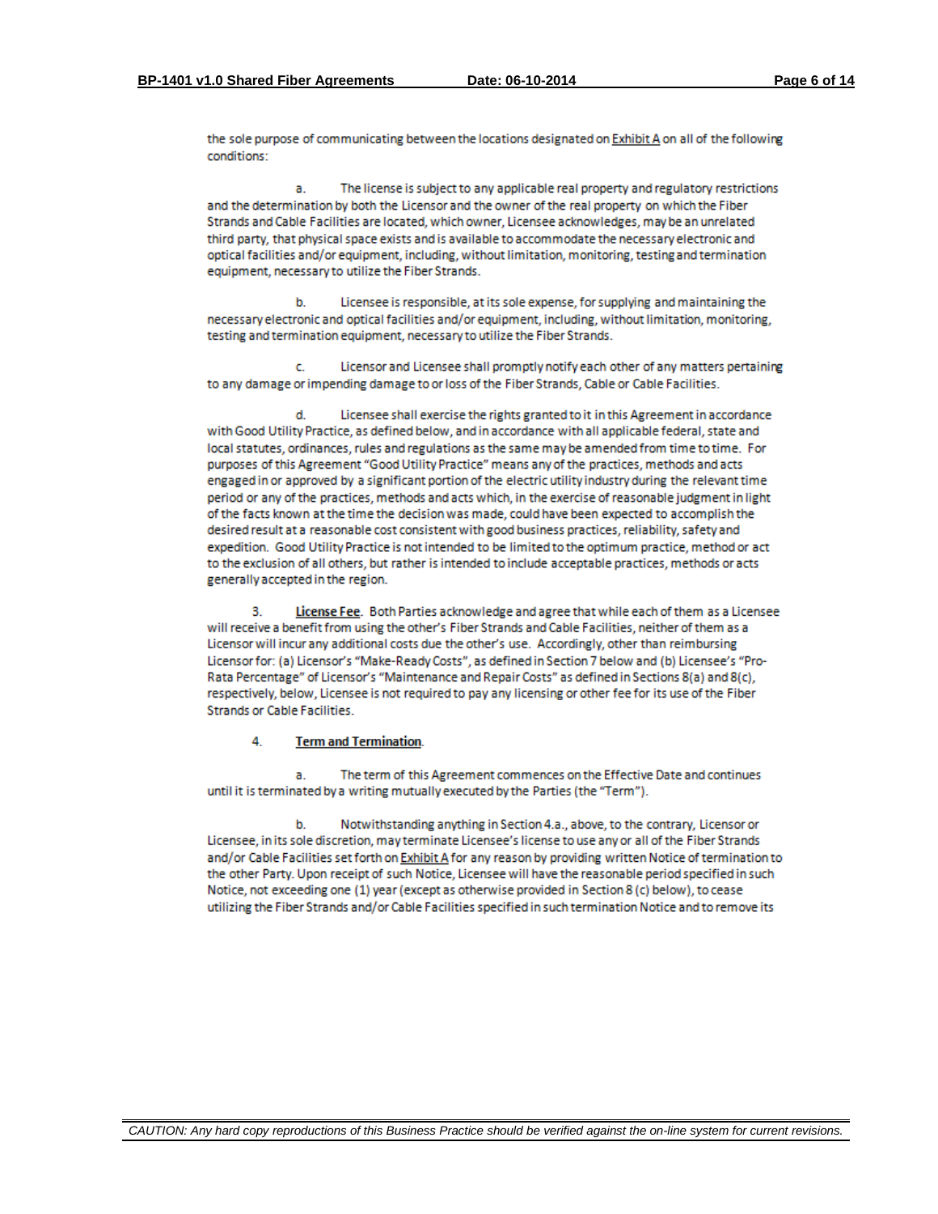the sole purpose of communicating between the locations designated on Exhibit A on all of the following conditions:

a. The license is subject to any applicable real property and regulatory restrictions and the determination by both the Licensor and the owner of the real property on which the Fiber Strands and Cable Facilities are located, which owner, Licensee acknowledges, may be an unrelated third party, that physical space exists and is available to accommodate the necessary electronic and optical facilities and/or equipment, including, without limitation, monitoring, testing and termination equipment, necessary to utilize the Fiber Strands.

b. Licensee is responsible, at its sole expense, for supplying and maintaining the necessary electronic and optical facilities and/or equipment, including, without limitation, monitoring, testing and termination equipment, necessary to utilize the Fiber Strands.

c. Licensor and Licensee shall promptly notify each other of any matters pertaining to any damage or impending damage to or loss of the Fiber Strands, Cable or Cable Facilities.

d. Licensee shall exercise the rights granted to it in this Agreement in accordance with Good Utility Practice, as defined below, and in accordance with all applicable federal, state and local statutes, ordinances, rules and regulations as the same may be amended from time to time. For purposes of this Agreement "Good Utility Practice" means any of the practices, methods and acts engaged in or approved by a significant portion of the electric utility industry during the relevant time period or any of the practices, methods and acts which, in the exercise of reasonable judgment in light of the facts known at the time the decision was made, could have been expected to accomplish the desired result at a reasonable cost consistent with good business practices, reliability, safety and expedition. Good Utility Practice is not intended to be limited to the optimum practice, method or act to the exclusion of all others, but rather is intended to include acceptable practices, methods or acts generally accepted in the region.

3. **License Fee**. Both Parties acknowledge and agree that while each of them as a Licensee will receive a benefit from using the other's Fiber Strands and Cable Facilities, neither of them as a Licensor will incur any additional costs due the other's use. Accordingly, other than reimbursing Licensor for: (a) Licensor's "Make-Ready Costs", as defined in Section 7 below and (b) Licensee's "Pro-Rata Percentage" of Licensor's "Maintenance and Repair Costs" as defined in Sections 8(a) and 8(c), respectively, below, Licensee is not required to pay any licensing or other fee for its use of the Fiber Strands or Cable Facilities.

4. **Term and Termination**.

a. The term of this Agreement commences on the Effective Date and continues until it is terminated by a writing mutually executed by the Parties (the "Term").

b. Notwithstanding anything in Section 4.a., above, to the contrary, Licensor or Licensee, in its sole discretion, may terminate Licensee's license to use any or all of the Fiber Strands and/or Cable Facilities set forth on Exhibit A for any reason by providing written Notice of termination to the other Party. Upon receipt of such Notice, Licensee will have the reasonable period specified in such Notice, not exceeding one (1) year (except as otherwise provided in Section 8 (c) below), to cease utilizing the Fiber Strands and/or Cable Facilities specified in such termination Notice and to remove its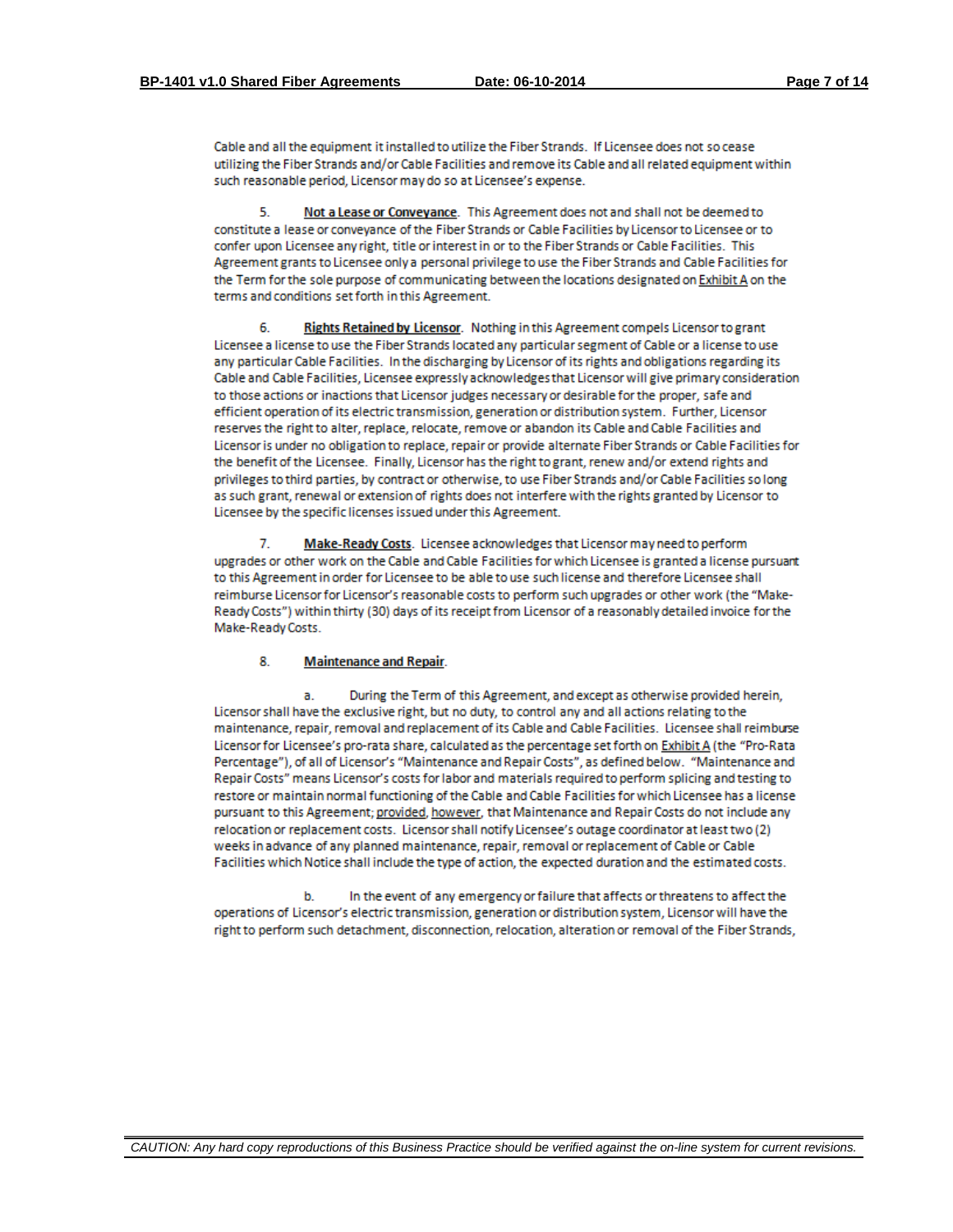Cable and all the equipment it installed to utilize the Fiber Strands. If Licensee does not so cease utilizing the Fiber Strands and/or Cable Facilities and remove its Cable and all related equipment within such reasonable period, Licensor may do so at Licensee's expense.

5. **Not a Lease or Conveyance**. This Agreement does not and shall not be deemed to constitute a lease or conveyance of the Fiber Strands or Cable Facilities by Licensor to Licensee or to confer upon Licensee any right, title or interest in or to the Fiber Strands or Cable Facilities. This Agreement grants to Licensee only a personal privilege to use the Fiber Strands and Cable Facilities for the Term for the sole purpose of communicating between the locations designated on Exhibit A on the terms and conditions set forth in this Agreement.

6. **Rights Retained by Licensor**. Nothing in this Agreement compels Licensor to grant Licensee a license to use the Fiber Strands located any particular segment of Cable or a license to use any particular Cable Facilities. In the discharging by Licensor of its rights and obligations regarding its Cable and Cable Facilities, Licensee expressly acknowledges that Licensor will give primary consideration to those actions or inactions that Licensor judges necessary or desirable for the proper, safe and efficient operation of its electric transmission, generation or distribution system. Further, Licensor reserves the right to alter, replace, relocate, remove or abandon its Cable and Cable Facilities and Licensor is under no obligation to replace, repair or provide alternate Fiber Strands or Cable Facilities for the benefit of the Licensee. Finally, Licensor has the right to grant, renew and/or extend rights and privileges to third parties, by contract or otherwise, to use Fiber Strands and/or Cable Facilities so long as such grant, renewal or extension of rights does not interfere with the rights granted by Licensor to Licensee by the specific licenses issued under this Agreement.

7. **Make-Ready Costs**. Licensee acknowledges that Licensor may need to perform upgrades or other work on the Cable and Cable Facilities for which Licensee is granted a license pursuant to this Agreement in order for Licensee to be able to use such license and therefore Licensee shall reimburse Licensor for Licensor's reasonable costs to perform such upgrades or other work (the "Make-Ready Costs") within thirty (30) days of its receipt from Licensor of a reasonably detailed invoice for the Make-Ready Costs.

8. **Maintenance and Repair**.

a. During the Term of this Agreement, and except as otherwise provided herein, Licensor shall have the exclusive right, but no duty, to control any and all actions relating to the maintenance, repair, removal and replacement of its Cable and Cable Facilities. Licensee shall reimburse Licensor for Licensee's pro-rata share, calculated as the percentage set forth on Exhibit A (the "Pro-Rata Percentage"), of all of Licensor's "Maintenance and Repair Costs", as defined below. "Maintenance and Repair Costs" means Licensor's costs for labor and materials required to perform splicing and testing to restore or maintain normal functioning of the Cable and Cable Facilities for which Licensee has a license pursuant to this Agreement; provided, however, that Maintenance and Repair Costs do not include any relocation or replacement costs. Licensor shall notify Licensee's outage coordinator at least two (2) weeks in advance of any planned maintenance, repair, removal or replacement of Cable or Cable Facilities which Notice shall include the type of action, the expected duration and the estimated costs.

b. In the event of any emergency or failure that affects or threatens to affect the operations of Licensor's electric transmission, generation or distribution system, Licensor will have the right to perform such detachment, disconnection, relocation, alteration or removal of the Fiber Strands,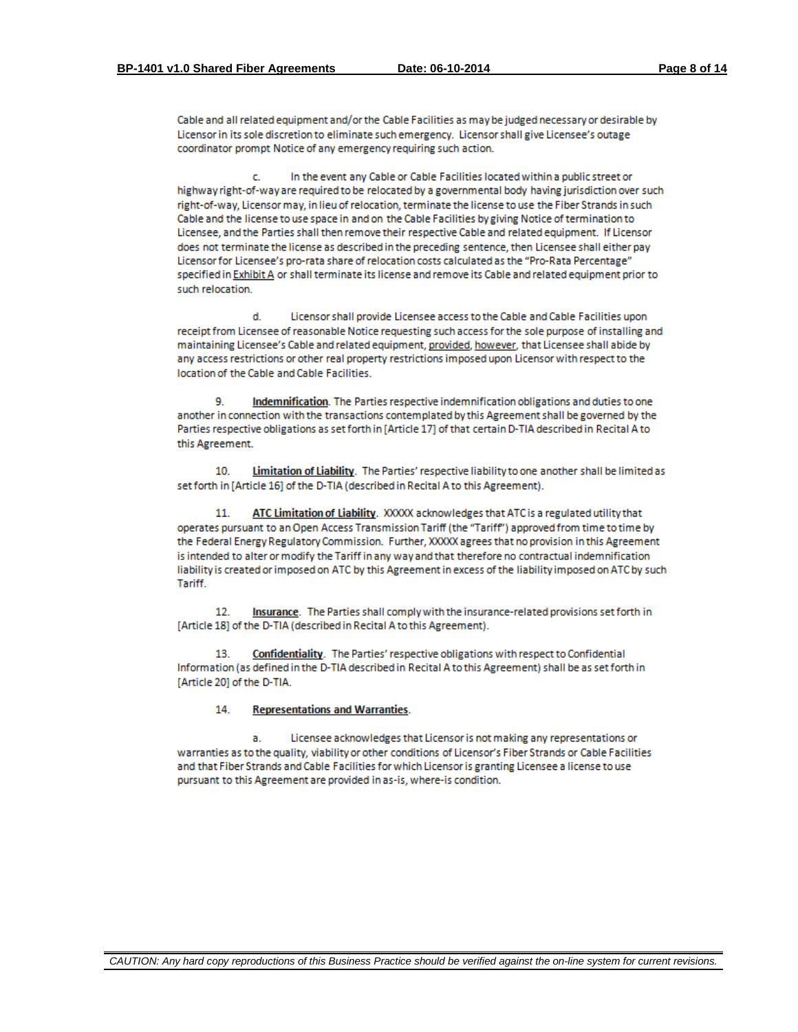Cable and all related equipment and/or the Cable Facilities as may be judged necessary or desirable by Licensor in its sole discretion to eliminate such emergency. Licensor shall give Licensee's outage coordinator prompt Notice of any emergency requiring such action.

c. In the event any Cable or Cable Facilities located within a public street or highway right-of-way are required to be relocated by a governmental body having jurisdiction over such right-of-way, Licensor may, in lieu of relocation, terminate the license to use the Fiber Strands in such Cable and the license to use space in and on the Cable Facilities by giving Notice of termination to Licensee, and the Parties shall then remove their respective Cable and related equipment. If Licensor does not terminate the license as described in the preceding sentence, then Licensee shall either pay Licensor for Licensee's pro-rata share of relocation costs calculated as the "Pro-Rata Percentage" specified in <u>Exhibit A</u> or shall terminate its license and remove its Cable and related equipment prior to such relocation.

d. Licensor shall provide Licensee access to the Cable and Cable Facilities upon receipt from Licensee of reasonable Notice requesting such access for the sole purpose of installing and maintaining Licensee's Cable and related equipment, <u>provided</u>, <u>however</u>, that Licensee shall abide by any access restrictions or other real property restrictions imposed upon Licensor with respect to the location of the Cable and Cable Facilities.

9. **<u>Indemnification</u>**. The Parties respective indemnification obligations and duties to one another in connection with the transactions contemplated by this Agreement shall be governed by the Parties respective obligations as set forth in [Article 17] of that certain D-TIA described in Recital A to this Agreement.

10. **<u>Limitation of Liability</u>**. The Parties' respective liability to one another shall be limited as set forth in [Article 16] of the D-TIA (described in Recital A to this Agreement).

11. **<u>ATC Limitation of Liability</u>**. XXXXX acknowledges that ATC is a regulated utility that operates pursuant to an Open Access Transmission Tariff (the "Tariff") approved from time to time by the Federal Energy Regulatory Commission. Further, XXXXX agrees that no provision in this Agreement is intended to alter or modify the Tariff in any way and that therefore no contractual indemnification liability is created or imposed on ATC by this Agreement in excess of the liability imposed on ATC by such Tariff.

12. **<u>Insurance</u>**. The Parties shall comply with the insurance-related provisions set forth in [Article 18] of the D-TIA (described in Recital A to this Agreement).

13. **<u>Confidentiality</u>**. The Parties' respective obligations with respect to Confidential Information (as defined in the D-TIA described in Recital A to this Agreement) shall be as set forth in [Article 20] of the D-TIA.

14. **<u>Representations and Warranties</u>**.

a. Licensee acknowledges that Licensor is not making any representations or warranties as to the quality, viability or other conditions of Licensor's Fiber Strands or Cable Facilities and that Fiber Strands and Cable Facilities for which Licensor is granting Licensee a license to use pursuant to this Agreement are provided in as-is, where-is condition.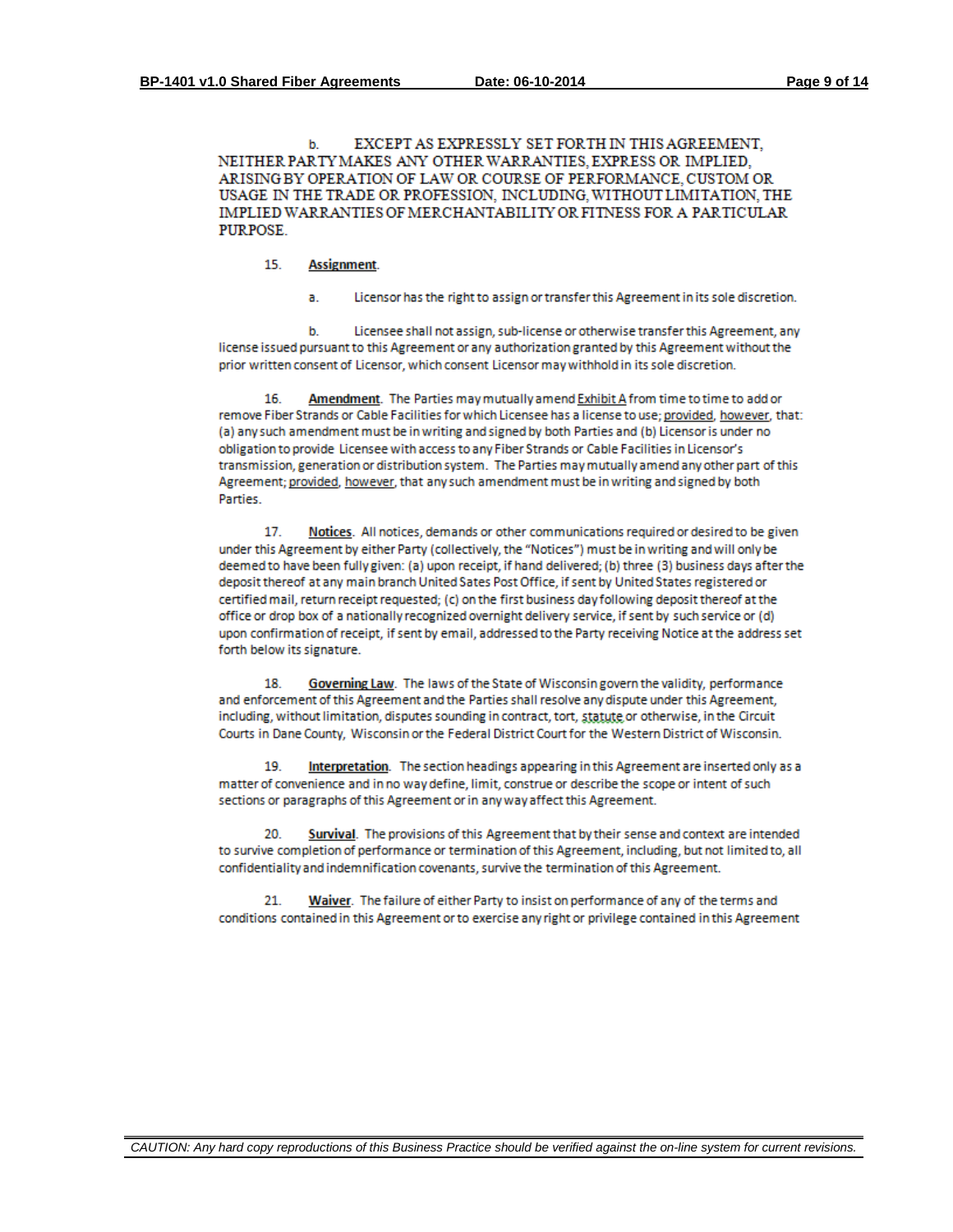b. EXCEPT AS EXPRESSLY SET FORTH IN THIS AGREEMENT, NEITHER PARTY MAKES ANY OTHER WARRANTIES, EXPRESS OR IMPLIED, ARISING BY OPERATION OF LAW OR COURSE OF PERFORMANCE, CUSTOM OR USAGE IN THE TRADE OR PROFESSION, INCLUDING, WITHOUT LIMITATION, THE IMPLIED WARRANTIES OF MERCHANTABILITY OR FITNESS FOR A PARTICULAR PURPOSE.

15. **Assignment**.

a. Licensor has the right to assign or transfer this Agreement in its sole discretion.

b. Licensee shall not assign, sub-license or otherwise transfer this Agreement, any license issued pursuant to this Agreement or any authorization granted by this Agreement without the prior written consent of Licensor, which consent Licensor may withhold in its sole discretion.

16. **Amendment**. The Parties may mutually amend Exhibit A from time to time to add or remove Fiber Strands or Cable Facilities for which Licensee has a license to use; provided, however, that: (a) any such amendment must be in writing and signed by both Parties and (b) Licensor is under no obligation to provide Licensee with access to any Fiber Strands or Cable Facilities in Licensor's transmission, generation or distribution system. The Parties may mutually amend any other part of this Agreement; provided, however, that any such amendment must be in writing and signed by both Parties.

17. **Notices**. All notices, demands or other communications required or desired to be given under this Agreement by either Party (collectively, the "Notices") must be in writing and will only be deemed to have been fully given: (a) upon receipt, if hand delivered; (b) three (3) business days after the deposit thereof at any main branch United Sates Post Office, if sent by United States registered or certified mail, return receipt requested; (c) on the first business day following deposit thereof at the office or drop box of a nationally recognized overnight delivery service, if sent by such service or (d) upon confirmation of receipt, if sent by email, addressed to the Party receiving Notice at the address set forth below its signature.

18. **Governing Law**. The laws of the State of Wisconsin govern the validity, performance and enforcement of this Agreement and the Parties shall resolve any dispute under this Agreement, including, without limitation, disputes sounding in contract, tort, statute or otherwise, in the Circuit Courts in Dane County, Wisconsin or the Federal District Court for the Western District of Wisconsin.

19. **Interpretation**. The section headings appearing in this Agreement are inserted only as a matter of convenience and in no way define, limit, construe or describe the scope or intent of such sections or paragraphs of this Agreement or in any way affect this Agreement.

20. **Survival**. The provisions of this Agreement that by their sense and context are intended to survive completion of performance or termination of this Agreement, including, but not limited to, all confidentiality and indemnification covenants, survive the termination of this Agreement.

21. **Waiver**. The failure of either Party to insist on performance of any of the terms and conditions contained in this Agreement or to exercise any right or privilege contained in this Agreement

*CAUTION: Any hard copy reproductions of this Business Practice should be verified against the on-line system for current revisions.*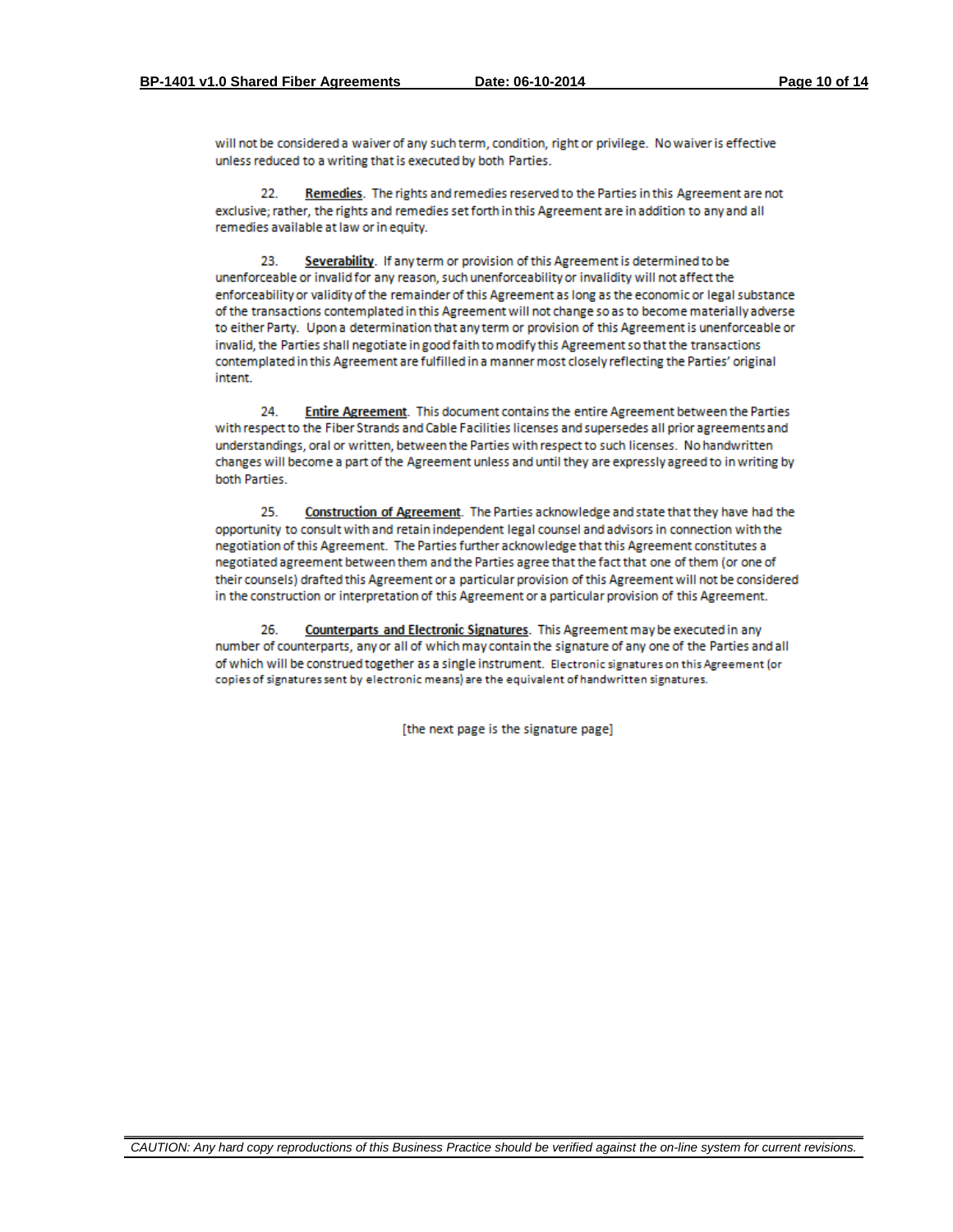will not be considered a waiver of any such term, condition, right or privilege. No waiver is effective unless reduced to a writing that is executed by both Parties.

22. **Remedies**. The rights and remedies reserved to the Parties in this Agreement are not exclusive; rather, the rights and remedies set forth in this Agreement are in addition to any and all remedies available at law or in equity.

23. **Severability**. If any term or provision of this Agreement is determined to be unenforceable or invalid for any reason, such unenforceability or invalidity will not affect the enforceability or validity of the remainder of this Agreement as long as the economic or legal substance of the transactions contemplated in this Agreement will not change so as to become materially adverse to either Party. Upon a determination that any term or provision of this Agreement is unenforceable or invalid, the Parties shall negotiate in good faith to modify this Agreement so that the transactions contemplated in this Agreement are fulfilled in a manner most closely reflecting the Parties' original intent.

24. **Entire Agreement**. This document contains the entire Agreement between the Parties with respect to the Fiber Strands and Cable Facilities licenses and supersedes all prior agreements and understandings, oral or written, between the Parties with respect to such licenses. No handwritten changes will become a part of the Agreement unless and until they are expressly agreed to in writing by both Parties.

25. **Construction of Agreement**. The Parties acknowledge and state that they have had the opportunity to consult with and retain independent legal counsel and advisors in connection with the negotiation of this Agreement. The Parties further acknowledge that this Agreement constitutes a negotiated agreement between them and the Parties agree that the fact that one of them (or one of their counsels) drafted this Agreement or a particular provision of this Agreement will not be considered in the construction or interpretation of this Agreement or a particular provision of this Agreement.

26. **Counterparts and Electronic Signatures**. This Agreement may be executed in any number of counterparts, any or all of which may contain the signature of any one of the Parties and all of which will be construed together as a single instrument. Electronic signatures on this Agreement (or copies of signatures sent by electronic means) are the equivalent of handwritten signatures.

[the next page is the signature page]

*CAUTION: Any hard copy reproductions of this Business Practice should be verified against the on-line system for current revisions.*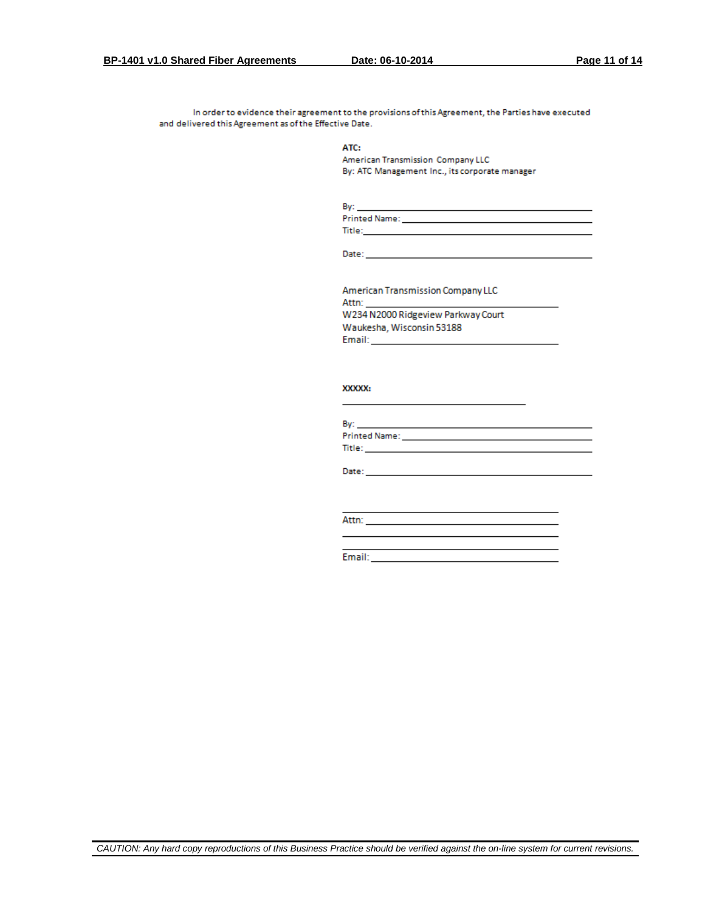In order to evidence their agreement to the provisions of this Agreement, the Parties have executed and delivered this Agreement as of the Effective Date.

**ATC:**
American Transmission Company LLC
By: ATC Management Inc., its corporate manager

By: \_\_\_\_\_\_\_\_\_\_\_\_\_\_\_\_\_\_\_\_\_\_\_\_\_\_\_\_\_\_\_\_\_\_\_\_\_\_\_\_
Printed Name: \_\_\_\_\_\_\_\_\_\_\_\_\_\_\_\_\_\_\_\_\_\_\_\_\_\_\_\_\_\_\_\_
Title: \_\_\_\_\_\_\_\_\_\_\_\_\_\_\_\_\_\_\_\_\_\_\_\_\_\_\_\_\_\_\_\_\_\_\_\_\_\_

Date: \_\_\_\_\_\_\_\_\_\_\_\_\_\_\_\_\_\_\_\_\_\_\_\_\_\_\_\_\_\_\_\_\_\_\_\_\_\_

American Transmission Company LLC
Attn: \_\_\_\_\_\_\_\_\_\_\_\_\_\_\_\_\_\_\_\_\_\_\_\_\_\_\_\_\_\_\_\_\_\_
W234 N2000 Ridgeview Parkway Court
Waukesha, Wisconsin 53188
Email: \_\_\_\_\_\_\_\_\_\_\_\_\_\_\_\_\_\_\_\_\_\_\_\_\_\_\_\_\_\_\_\_\_

**XXXXX:**
\_\_\_\_\_\_\_\_\_\_\_\_\_\_\_\_\_\_\_\_\_\_\_\_\_\_\_\_\_\_\_\_\_\_\_\_

By: \_\_\_\_\_\_\_\_\_\_\_\_\_\_\_\_\_\_\_\_\_\_\_\_\_\_\_\_\_\_\_\_\_\_\_\_\_\_\_\_
Printed Name: \_\_\_\_\_\_\_\_\_\_\_\_\_\_\_\_\_\_\_\_\_\_\_\_\_\_\_\_\_\_\_\_
Title: \_\_\_\_\_\_\_\_\_\_\_\_\_\_\_\_\_\_\_\_\_\_\_\_\_\_\_\_\_\_\_\_\_\_\_\_\_\_

Date: \_\_\_\_\_\_\_\_\_\_\_\_\_\_\_\_\_\_\_\_\_\_\_\_\_\_\_\_\_\_\_\_\_\_\_\_\_\_

\_\_\_\_\_\_\_\_\_\_\_\_\_\_\_\_\_\_\_\_\_\_\_\_\_\_\_\_\_\_\_\_\_\_\_\_\_\_
Attn: \_\_\_\_\_\_\_\_\_\_\_\_\_\_\_\_\_\_\_\_\_\_\_\_\_\_\_\_\_\_\_\_\_\_
\_\_\_\_\_\_\_\_\_\_\_\_\_\_\_\_\_\_\_\_\_\_\_\_\_\_\_\_\_\_\_\_\_\_\_\_\_\_
\_\_\_\_\_\_\_\_\_\_\_\_\_\_\_\_\_\_\_\_\_\_\_\_\_\_\_\_\_\_\_\_\_\_\_\_\_\_
Email: \_\_\_\_\_\_\_\_\_\_\_\_\_\_\_\_\_\_\_\_\_\_\_\_\_\_\_\_\_\_\_\_\_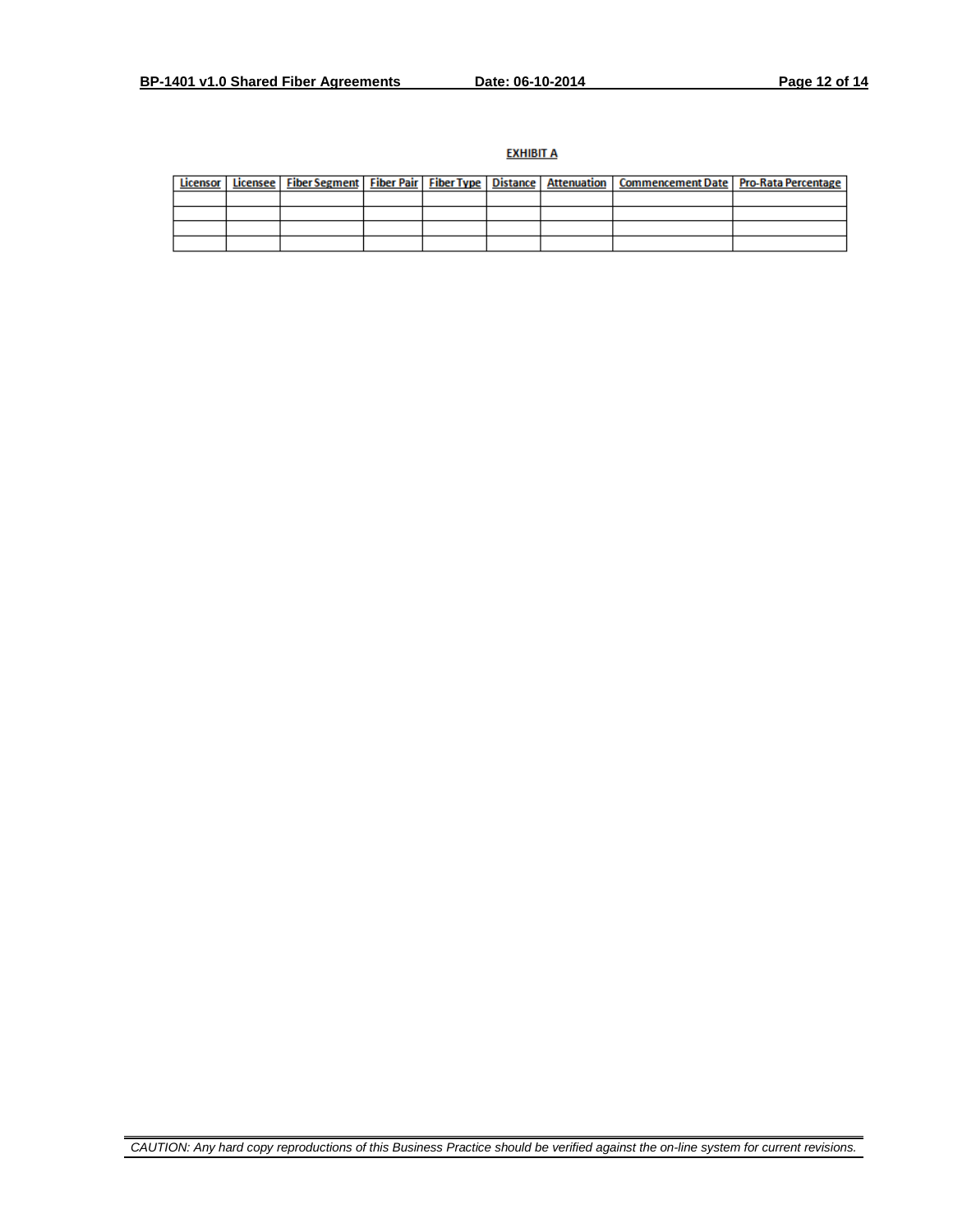**EXHIBIT A**

| Licensor | Licensee | Fiber Segment | Fiber Pair | Fiber Type | Distance | Attenuation | Commencement Date | Pro-Rata Percentage |
|---|---|---|---|---|---|---|---|---|
| | | | | | | | | |
| | | | | | | | | |
| | | | | | | | | |
| | | | | | | | | |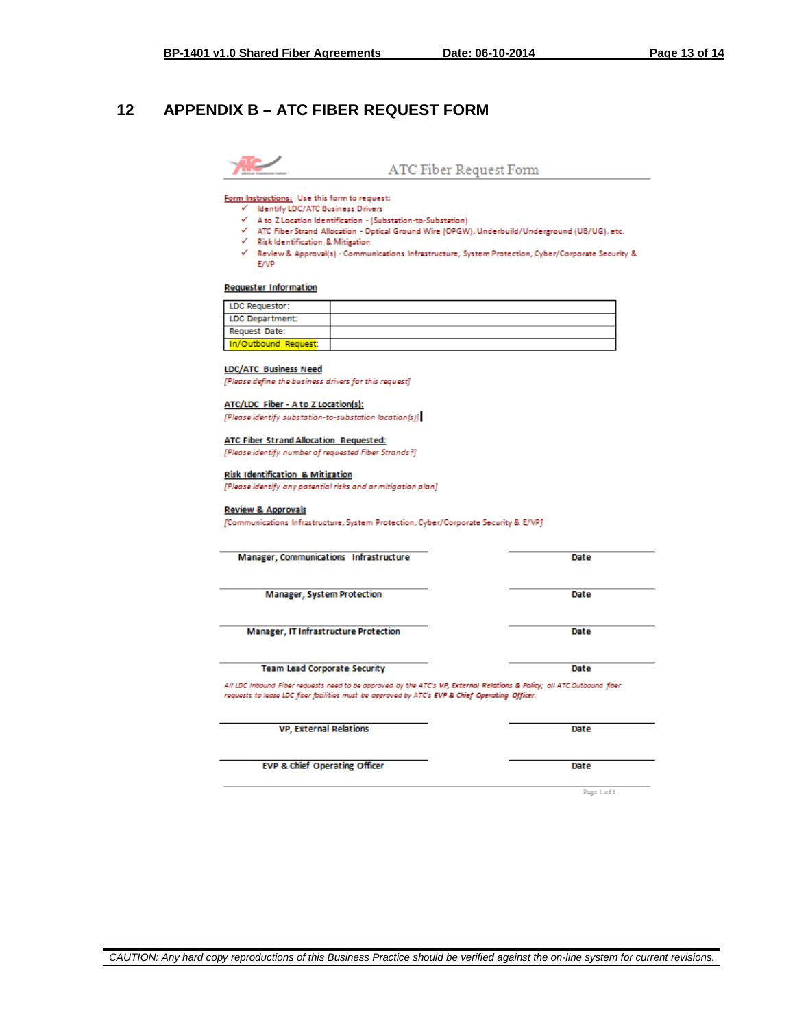# 12 APPENDIX B – ATC FIBER REQUEST FORM

## ATC Fiber Request Form

**Form Instructions:** Use this form to request:

- ✓ Identify LDC/ATC Business Drivers
- ✓ A to Z Location Identification - (Substation-to-Substation)
- ✓ ATC Fiber Strand Allocation - Optical Ground Wire (OPGW), Underbuild/Underground (UB/UG), etc.
- ✓ Risk Identification & Mitigation
- ✓ Review & Approval(s) - Communications Infrastructure, System Protection, Cyber/Corporate Security & E/VP

**Requester Information**

| LDC Requestor: | |
|---|---|
| LDC Department: | |
| Request Date: | |
| In/Outbound Request: | |

**LDC/ATC Business Need**

*[Please define the business drivers for this request]*

**ATC/LDC Fiber - A to Z Location(s):**

*[Please identify substation-to-substation location(s)]*

**ATC Fiber Strand Allocation Requested:**

*[Please identify number of requested Fiber Strands?]*

**Risk Identification & Mitigation**

*[Please identify any potential risks and or mitigation plan]*

**Review & Approvals**

[Communications Infrastructure, System Protection, Cyber/Corporate Security & E/VP]

| | |
|---|---|
| **Manager, Communications Infrastructure** | **Date** |
| **Manager, System Protection** | **Date** |
| **Manager, IT Infrastructure Protection** | **Date** |
| **Team Lead Corporate Security** | **Date** |

*All LDC Inbound Fiber requests need to be approved by the ATC's* ***VP, External Relations & Policy****; all ATC Outbound fiber requests to lease LDC fiber facilities must be approved by ATC's* ***EVP & Chief Operating Officer****.*

| | |
|---|---|
| **VP, External Relations** | **Date** |
| **EVP & Chief Operating Officer** | **Date** |

Page 1 of 1

CAUTION: Any hard copy reproductions of this Business Practice should be verified against the on-line system for current revisions.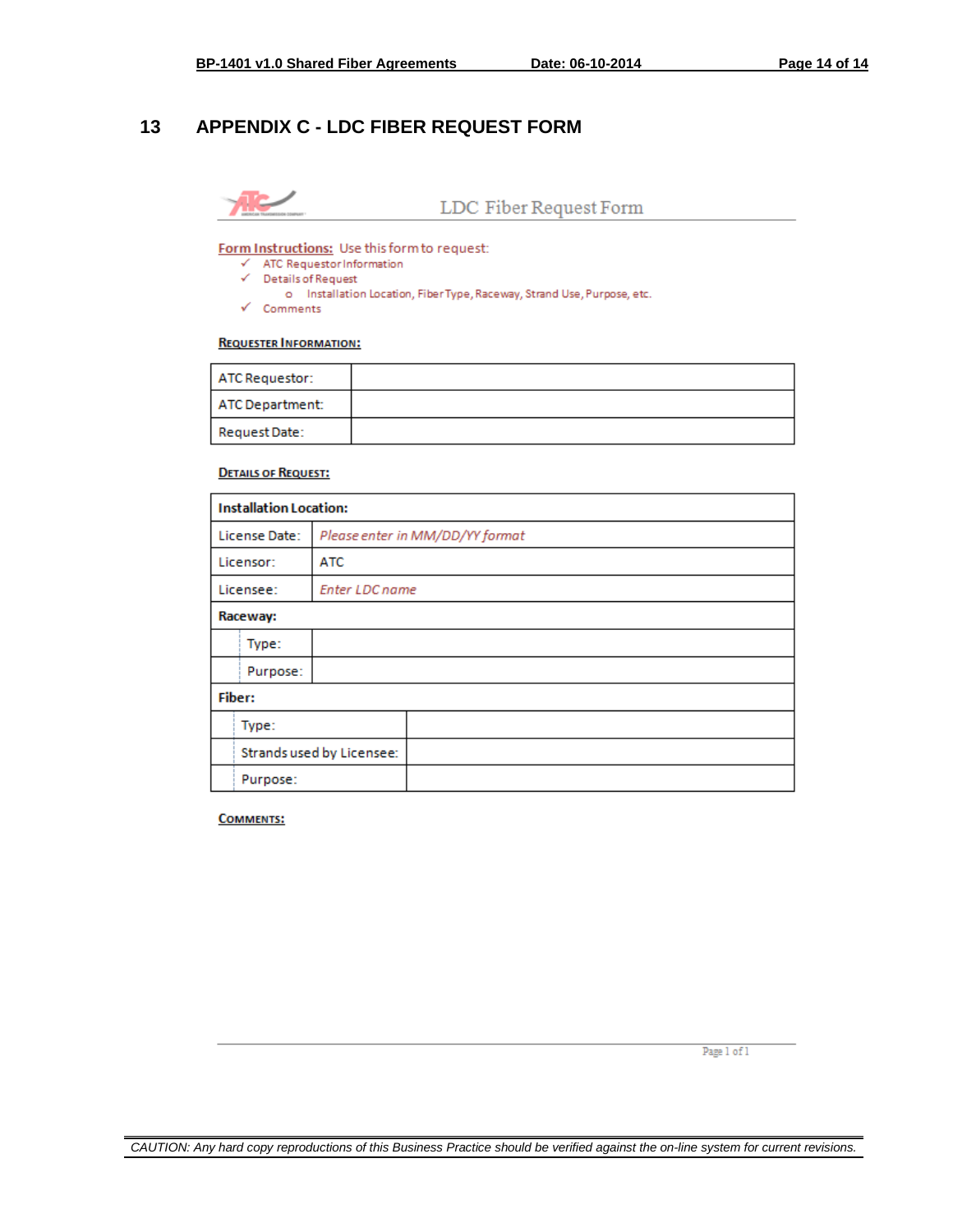# 13 APPENDIX C - LDC FIBER REQUEST FORM

LDC Fiber Request Form

**Form Instructions:** Use this form to request:

- ✓ ATC Requestor Information
- ✓ Details of Request
  - o Installation Location, Fiber Type, Raceway, Strand Use, Purpose, etc.
- ✓ Comments

**REQUESTER INFORMATION:**

| | |
|---|---|
| ATC Requestor: | |
| ATC Department: | |
| Request Date: | |

**DETAILS OF REQUEST:**

| | |
|---|---|
| **Installation Location:** | |
| License Date: | *Please enter in MM/DD/YY format* |
| Licensor: | ATC |
| Licensee: | *Enter LDC name* |
| **Raceway:** | |
| Type: | |
| Purpose: | |
| **Fiber:** | |
| Type: | |
| Strands used by Licensee: | |
| Purpose: | |

**COMMENTS:**

Page 1 of 1

*CAUTION: Any hard copy reproductions of this Business Practice should be verified against the on-line system for current revisions.*